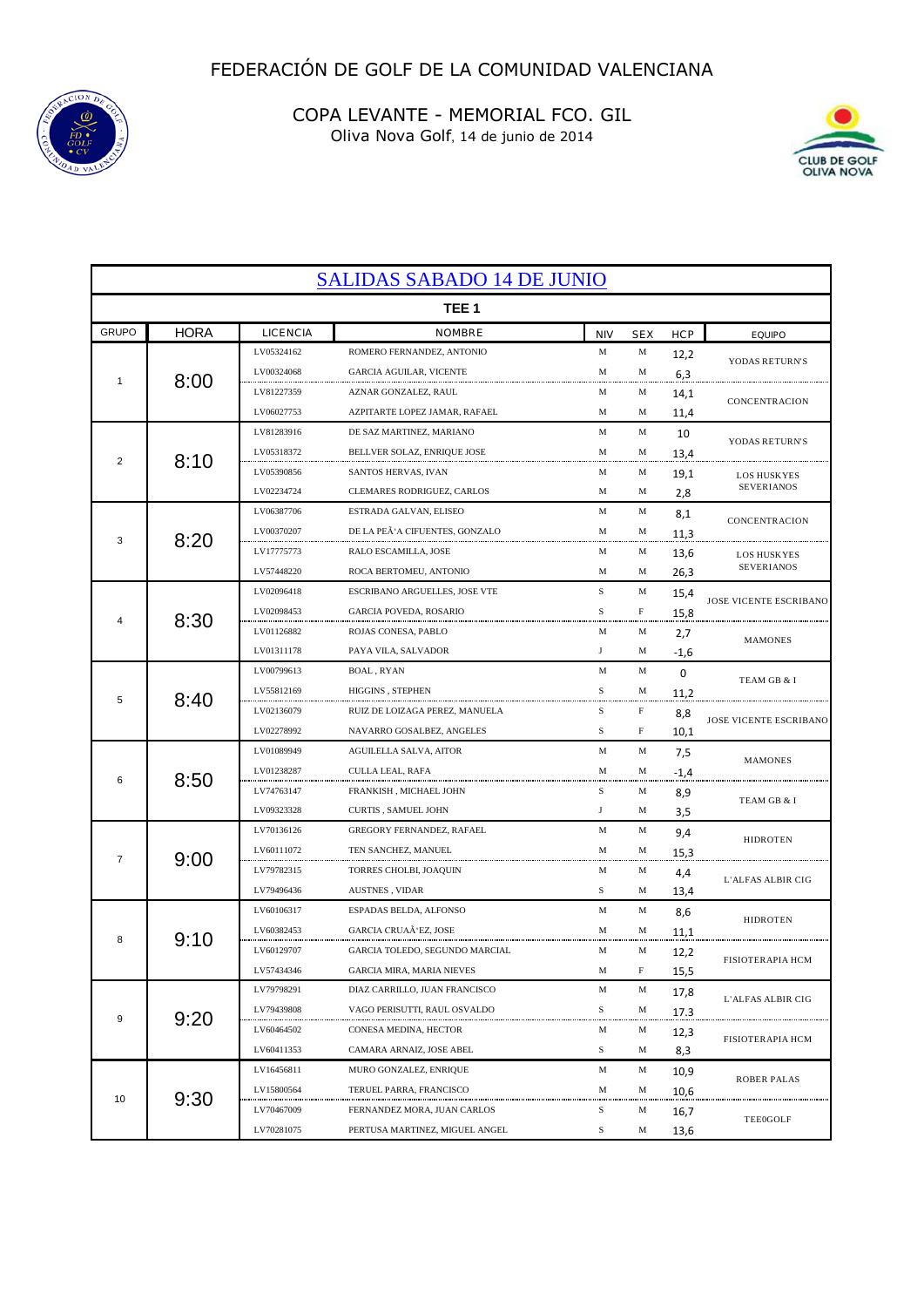# FEDERACIÓN DE GOLF DE LA COMUNIDAD VALENCIANA

## COPA LEVANTE - MEMORIAL FCO. GIL

Oliva Nova Golf, 14 de junio de 2014

## SALIDAS SABADO 14 DE JUNIO

### TEE 1

| GRUPO | HORA | LICENCIA | NOMBRE | NIV | SEX | HCP | EQUIPO |
|---|---|---|---|---|---|---|---|
| 1 | 8:00 | LV05324162 | ROMERO FERNANDEZ, ANTONIO | M | M | 12,2 | YODAS RETURN'S |
| | | LV00324068 | GARCIA AGUILAR, VICENTE | M | M | 6,3 | |
| | | LV81227359 | AZNAR GONZALEZ, RAUL | M | M | 14,1 | CONCENTRACION |
| | | LV06027753 | AZPITARTE LOPEZ JAMAR, RAFAEL | M | M | 11,4 | |
| 2 | 8:10 | LV81283916 | DE SAZ MARTINEZ, MARIANO | M | M | 10 | YODAS RETURN'S |
| | | LV05318372 | BELLVER SOLAZ, ENRIQUE JOSE | M | M | 13,4 | |
| | | LV05390856 | SANTOS HERVAS, IVAN | M | M | 19,1 | LOS HUSKYES SEVERIANOS |
| | | LV02234724 | CLEMARES RODRIGUEZ, CARLOS | M | M | 2,8 | |
| 3 | 8:20 | LV06387706 | ESTRADA GALVAN, ELISEO | M | M | 8,1 | CONCENTRACION |
| | | LV00370207 | DE LA PEÃ'A CIFUENTES, GONZALO | M | M | 11,3 | |
| | | LV17775773 | RALO ESCAMILLA, JOSE | M | M | 13,6 | LOS HUSKYES SEVERIANOS |
| | | LV57448220 | ROCA BERTOMEU, ANTONIO | M | M | 26,3 | |
| 4 | 8:30 | LV02096418 | ESCRIBANO ARGUELLES, JOSE VTE | S | M | 15,4 | JOSE VICENTE ESCRIBANO |
| | | LV02098453 | GARCIA POVEDA, ROSARIO | S | F | 15,8 | |
| | | LV01126882 | ROJAS CONESA, PABLO | M | M | 2,7 | MAMONES |
| | | LV01311178 | PAYA VILA, SALVADOR | J | M | -1,6 | |
| 5 | 8:40 | LV00799613 | BOAL , RYAN | M | M | 0 | TEAM GB & I |
| | | LV55812169 | HIGGINS , STEPHEN | S | M | 11,2 | |
| | | LV02136079 | RUIZ DE LOIZAGA PEREZ, MANUELA | S | F | 8,8 | JOSE VICENTE ESCRIBANO |
| | | LV02278992 | NAVARRO GOSALBEZ, ANGELES | S | F | 10,1 | |
| 6 | 8:50 | LV01089949 | AGUILELLA SALVA, AITOR | M | M | 7,5 | MAMONES |
| | | LV01238287 | CULLA LEAL, RAFA | M | M | -1,4 | |
| | | LV74763147 | FRANKISH , MICHAEL JOHN | S | M | 8,9 | TEAM GB & I |
| | | LV09323328 | CURTIS , SAMUEL JOHN | J | M | 3,5 | |
| 7 | 9:00 | LV70136126 | GREGORY FERNANDEZ, RAFAEL | M | M | 9,4 | HIDROTEN |
| | | LV60111072 | TEN SANCHEZ, MANUEL | M | M | 15,3 | |
| | | LV79782315 | TORRES CHOLBI, JOAQUIN | M | M | 4,4 | L'ALFAS ALBIR CIG |
| | | LV79496436 | AUSTNES , VIDAR | S | M | 13,4 | |
| 8 | 9:10 | LV60106317 | ESPADAS BELDA, ALFONSO | M | M | 8,6 | HIDROTEN |
| | | LV60382453 | GARCIA CRUAÃ'EZ, JOSE | M | M | 11,1 | |
| | | LV60129707 | GARCIA TOLEDO, SEGUNDO MARCIAL | M | M | 12,2 | FISIOTERAPIA HCM |
| | | LV57434346 | GARCIA MIRA, MARIA NIEVES | M | F | 15,5 | |
| 9 | 9:20 | LV79798291 | DIAZ CARRILLO, JUAN FRANCISCO | M | M | 17,8 | L'ALFAS ALBIR CIG |
| | | LV79439808 | VAGO PERISUTTI, RAUL OSVALDO | S | M | 17,3 | |
| | | LV60464502 | CONESA MEDINA, HECTOR | M | M | 12,3 | FISIOTERAPIA HCM |
| | | LV60411353 | CAMARA ARNAIZ, JOSE ABEL | S | M | 8,3 | |
| 10 | 9:30 | LV16456811 | MURO GONZALEZ, ENRIQUE | M | M | 10,9 | ROBER PALAS |
| | | LV15800564 | TERUEL PARRA, FRANCISCO | M | M | 10,6 | |
| | | LV70467009 | FERNANDEZ MORA, JUAN CARLOS | S | M | 16,7 | TEE0GOLF |
| | | LV70281075 | PERTUSA MARTINEZ, MIGUEL ANGEL | S | M | 13,6 | |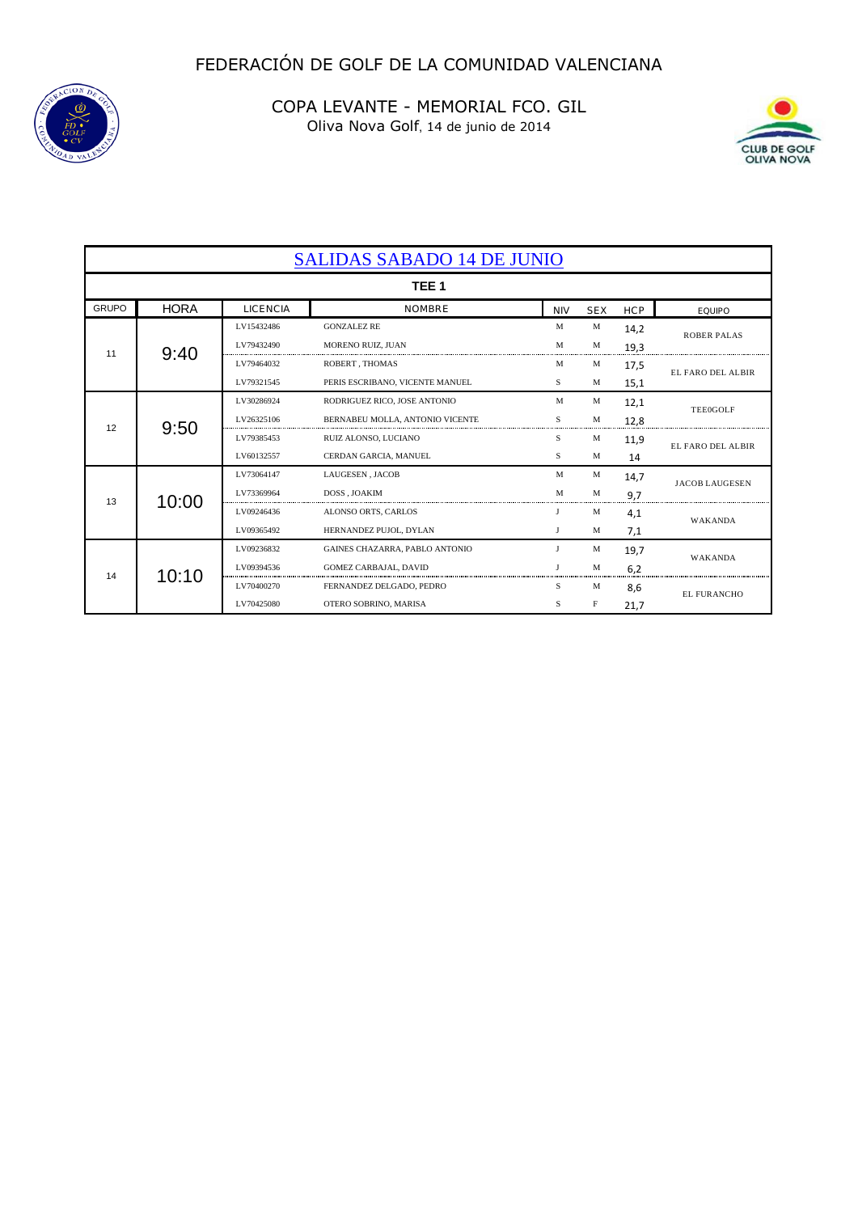FEDERACIÓN DE GOLF DE LA COMUNIDAD VALENCIANA

COPA LEVANTE - MEMORIAL FCO. GIL
Oliva Nova Golf, 14 de junio de 2014

## SALIDAS SABADO 14 DE JUNIO

### TEE 1

| GRUPO | HORA | LICENCIA | NOMBRE | NIV | SEX | HCP | EQUIPO |
|---|---|---|---|---|---|---|---|
| 11 | 9:40 | LV15432486 | GONZALEZ RE | M | M | 14,2 | ROBER PALAS |
| | | LV79432490 | MORENO RUIZ, JUAN | M | M | 19,3 | |
| | | LV79464032 | ROBERT , THOMAS | M | M | 17,5 | EL FARO DEL ALBIR |
| | | LV79321545 | PERIS ESCRIBANO, VICENTE MANUEL | S | M | 15,1 | |
| 12 | 9:50 | LV30286924 | RODRIGUEZ RICO, JOSE ANTONIO | M | M | 12,1 | TEE0GOLF |
| | | LV26325106 | BERNABEU MOLLA, ANTONIO VICENTE | S | M | 12,8 | |
| | | LV79385453 | RUIZ ALONSO, LUCIANO | S | M | 11,9 | EL FARO DEL ALBIR |
| | | LV60132557 | CERDAN GARCIA, MANUEL | S | M | 14 | |
| 13 | 10:00 | LV73064147 | LAUGESEN , JACOB | M | M | 14,7 | JACOB LAUGESEN |
| | | LV73369964 | DOSS , JOAKIM | M | M | 9,7 | |
| | | LV09246436 | ALONSO ORTS, CARLOS | J | M | 4,1 | WAKANDA |
| | | LV09365492 | HERNANDEZ PUJOL, DYLAN | J | M | 7,1 | |
| 14 | 10:10 | LV09236832 | GAINES CHAZARRA, PABLO ANTONIO | J | M | 19,7 | WAKANDA |
| | | LV09394536 | GOMEZ CARBAJAL, DAVID | J | M | 6,2 | |
| | | LV70400270 | FERNANDEZ DELGADO, PEDRO | S | M | 8,6 | EL FURANCHO |
| | | LV70425080 | OTERO SOBRINO, MARISA | S | F | 21,7 | |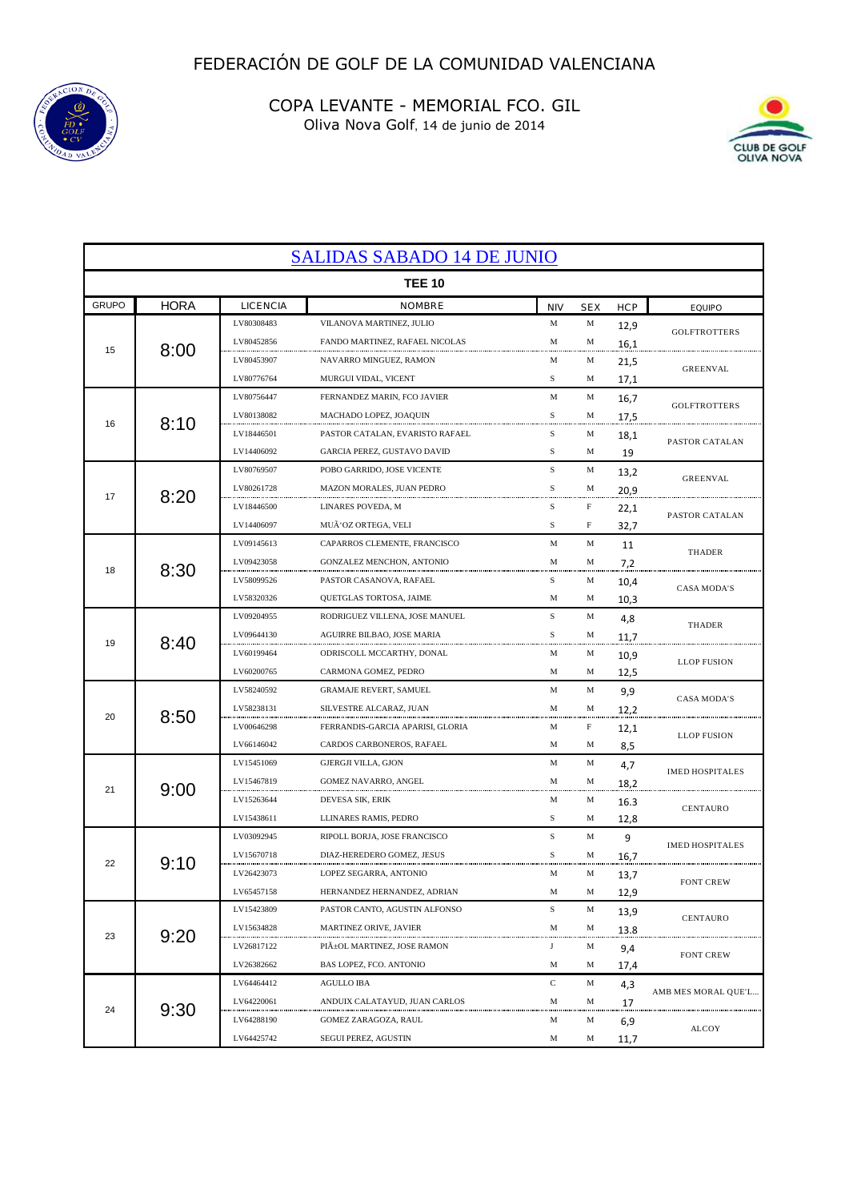FEDERACIÓN DE GOLF DE LA COMUNIDAD VALENCIANA

COPA LEVANTE - MEMORIAL FCO. GIL

Oliva Nova Golf, 14 de junio de 2014

## SALIDAS SABADO 14 DE JUNIO

### TEE 10

| GRUPO | HORA | LICENCIA | NOMBRE | NIV | SEX | HCP | EQUIPO |
|---|---|---|---|---|---|---|---|
| 15 | 8:00 | LV80308483 | VILANOVA MARTINEZ, JULIO | M | M | 12,9 | GOLFTROTTERS |
| | | LV80452856 | FANDO MARTINEZ, RAFAEL NICOLAS | M | M | 16,1 | |
| | | LV80453907 | NAVARRO MINGUEZ, RAMON | M | M | 21,5 | GREENVAL |
| | | LV80776764 | MURGUI VIDAL, VICENT | S | M | 17,1 | |
| 16 | 8:10 | LV80756447 | FERNANDEZ MARIN, FCO JAVIER | M | M | 16,7 | GOLFTROTTERS |
| | | LV80138082 | MACHADO LOPEZ, JOAQUIN | S | M | 17,5 | |
| | | LV18446501 | PASTOR CATALAN, EVARISTO RAFAEL | S | M | 18,1 | PASTOR CATALAN |
| | | LV14406092 | GARCIA PEREZ, GUSTAVO DAVID | S | M | 19 | |
| 17 | 8:20 | LV80769507 | POBO GARRIDO, JOSE VICENTE | S | M | 13,2 | GREENVAL |
| | | LV80261728 | MAZON MORALES, JUAN PEDRO | S | M | 20,9 | |
| | | LV18446500 | LINARES POVEDA, M | S | F | 22,1 | PASTOR CATALAN |
| | | LV14406097 | MUÃ'OZ ORTEGA, VELI | S | F | 32,7 | |
| 18 | 8:30 | LV09145613 | CAPARROS CLEMENTE, FRANCISCO | M | M | 11 | THADER |
| | | LV09423058 | GONZALEZ MENCHON, ANTONIO | M | M | 7,2 | |
| | | LV58099526 | PASTOR CASANOVA, RAFAEL | S | M | 10,4 | CASA MODA'S |
| | | LV58320326 | QUETGLAS TORTOSA, JAIME | M | M | 10,3 | |
| 19 | 8:40 | LV09204955 | RODRIGUEZ VILLENA, JOSE MANUEL | S | M | 4,8 | THADER |
| | | LV09644130 | AGUIRRE BILBAO, JOSE MARIA | S | M | 11,7 | |
| | | LV60199464 | ODRISCOLL MCCARTHY, DONAL | M | M | 10,9 | LLOP FUSION |
| | | LV60200765 | CARMONA GOMEZ, PEDRO | M | M | 12,5 | |
| 20 | 8:50 | LV58240592 | GRAMAJE REVERT, SAMUEL | M | M | 9,9 | CASA MODA'S |
| | | LV58238131 | SILVESTRE ALCARAZ, JUAN | M | M | 12,2 | |
| | | LV00646298 | FERRANDIS-GARCIA APARISI, GLORIA | M | F | 12,1 | LLOP FUSION |
| | | LV66146042 | CARDOS CARBONEROS, RAFAEL | M | M | 8,5 | |
| 21 | 9:00 | LV15451069 | GJERGJI VILLA, GJON | M | M | 4,7 | IMED HOSPITALES |
| | | LV15467819 | GOMEZ NAVARRO, ANGEL | M | M | 18,2 | |
| | | LV15263644 | DEVESA SIK, ERIK | M | M | 16.3 | CENTAURO |
| | | LV15438611 | LLINARES RAMIS, PEDRO | S | M | 12,8 | |
| 22 | 9:10 | LV03092945 | RIPOLL BORJA, JOSE FRANCISCO | S | M | 9 | IMED HOSPITALES |
| | | LV15670718 | DIAZ-HEREDERO GOMEZ, JESUS | S | M | 16,7 | |
| | | LV26423073 | LOPEZ SEGARRA, ANTONIO | M | M | 13,7 | FONT CREW |
| | | LV65457158 | HERNANDEZ HERNANDEZ, ADRIAN | M | M | 12,9 | |
| 23 | 9:20 | LV15423809 | PASTOR CANTO, AGUSTIN ALFONSO | S | M | 13,9 | CENTAURO |
| | | LV15634828 | MARTINEZ ORIVE, JAVIER | M | M | 13.8 | |
| | | LV26817122 | PIÃ±OL MARTINEZ, JOSE RAMON | J | M | 9,4 | FONT CREW |
| | | LV26382662 | BAS LOPEZ, FCO. ANTONIO | M | M | 17,4 | |
| 24 | 9:30 | LV64464412 | AGULLO IBA | C | M | 4,3 | AMB MES MORAL QUE'L... |
| | | LV64220061 | ANDUIX CALATAYUD, JUAN CARLOS | M | M | 17 | |
| | | LV64288190 | GOMEZ ZARAGOZA, RAUL | M | M | 6,9 | ALCOY |
| | | LV64425742 | SEGUI PEREZ, AGUSTIN | M | M | 11,7 | |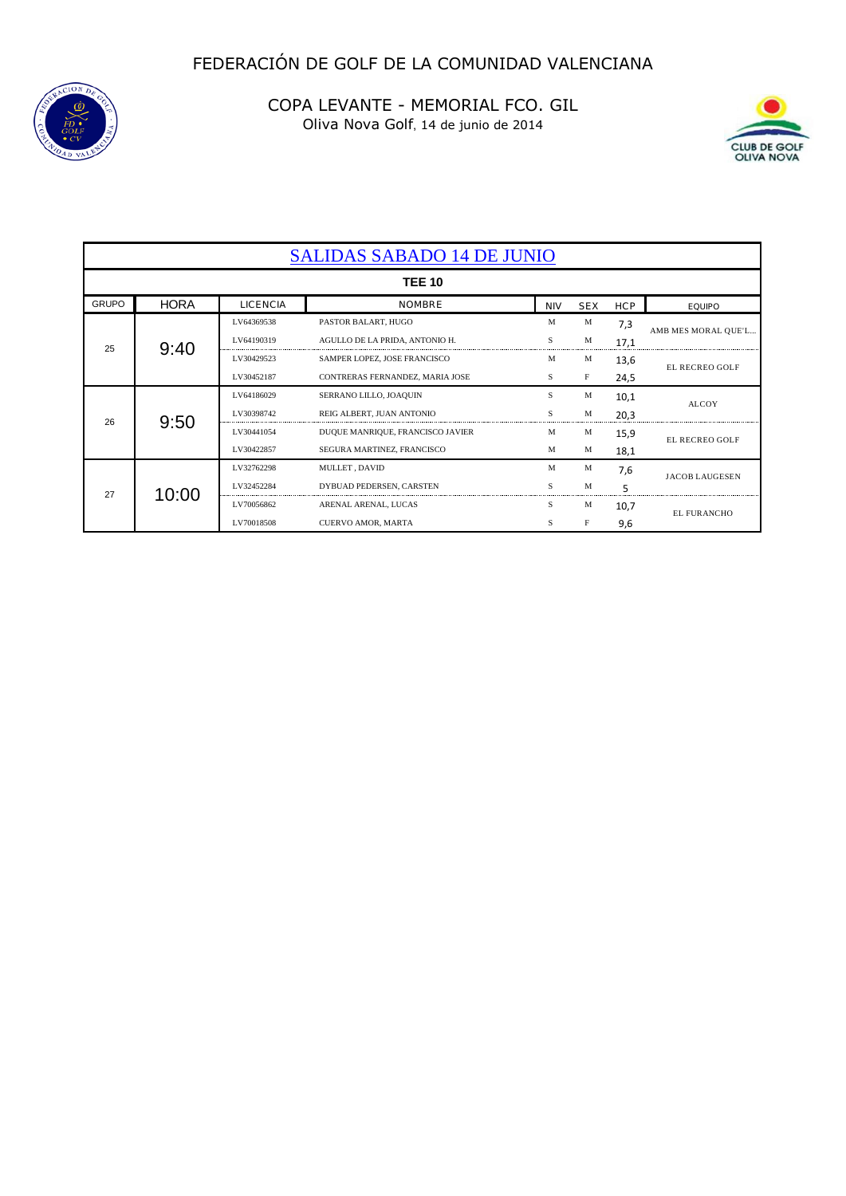# FEDERACIÓN DE GOLF DE LA COMUNIDAD VALENCIANA

## COPA LEVANTE - MEMORIAL FCO. GIL

Oliva Nova Golf, 14 de junio de 2014

CLUB DE GOLF OLIVA NOVA

### SALIDAS SABADO 14 DE JUNIO

**TEE 10**

| GRUPO | HORA | LICENCIA | NOMBRE | NIV | SEX | HCP | EQUIPO |
|---|---|---|---|---|---|---|---|
| 25 | 9:40 | LV64369538 | PASTOR BALART, HUGO | M | M | 7,3 | AMB MES MORAL QUE'L... |
| | | LV64190319 | AGULLO DE LA PRIDA, ANTONIO H. | S | M | 17,1 | |
| | | LV30429523 | SAMPER LOPEZ, JOSE FRANCISCO | M | M | 13,6 | EL RECREO GOLF |
| | | LV30452187 | CONTRERAS FERNANDEZ, MARIA JOSE | S | F | 24,5 | |
| 26 | 9:50 | LV64186029 | SERRANO LILLO, JOAQUIN | S | M | 10,1 | ALCOY |
| | | LV30398742 | REIG ALBERT, JUAN ANTONIO | S | M | 20,3 | |
| | | LV30441054 | DUQUE MANRIQUE, FRANCISCO JAVIER | M | M | 15,9 | EL RECREO GOLF |
| | | LV30422857 | SEGURA MARTINEZ, FRANCISCO | M | M | 18,1 | |
| 27 | 10:00 | LV32762298 | MULLET , DAVID | M | M | 7,6 | JACOB LAUGESEN |
| | | LV32452284 | DYBUAD PEDERSEN, CARSTEN | S | M | 5 | |
| | | LV70056862 | ARENAL ARENAL, LUCAS | S | M | 10,7 | EL FURANCHO |
| | | LV70018508 | CUERVO AMOR, MARTA | S | F | 9,6 | |